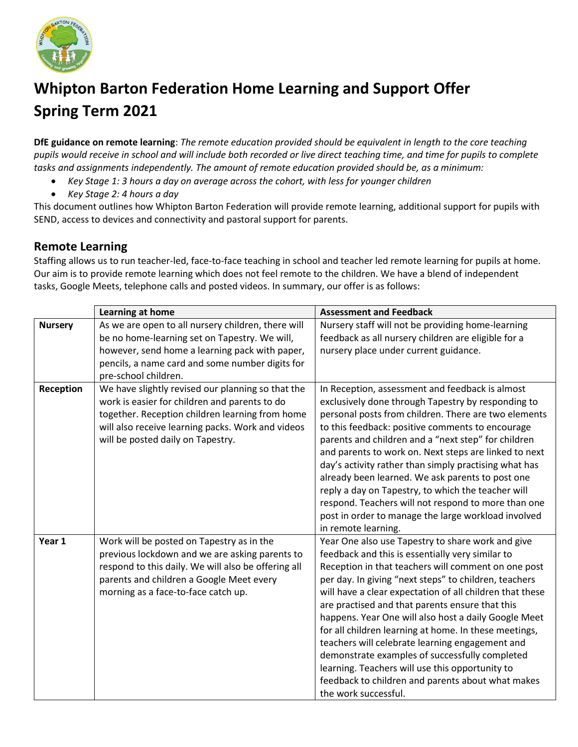# Whipton Barton Federation Home Learning and Support Offer Spring Term 2021

**DfE guidance on remote learning**: *The remote education provided should be equivalent in length to the core teaching pupils would receive in school and will include both recorded or live direct teaching time, and time for pupils to complete tasks and assignments independently. The amount of remote education provided should be, as a minimum:*

- *Key Stage 1: 3 hours a day on average across the cohort, with less for younger children*
- *Key Stage 2: 4 hours a day*

This document outlines how Whipton Barton Federation will provide remote learning, additional support for pupils with SEND, access to devices and connectivity and pastoral support for parents.

## Remote Learning

Staffing allows us to run teacher-led, face-to-face teaching in school and teacher led remote learning for pupils at home. Our aim is to provide remote learning which does not feel remote to the children. We have a blend of independent tasks, Google Meets, telephone calls and posted videos. In summary, our offer is as follows:

| | **Learning at home** | **Assessment and Feedback** |
|---|---|---|
| **Nursery** | As we are open to all nursery children, there will be no home-learning set on Tapestry. We will, however, send home a learning pack with paper, pencils, a name card and some number digits for pre-school children. | Nursery staff will not be providing home-learning feedback as all nursery children are eligible for a nursery place under current guidance. |
| **Reception** | We have slightly revised our planning so that the work is easier for children and parents to do together. Reception children learning from home will also receive learning packs. Work and videos will be posted daily on Tapestry. | In Reception, assessment and feedback is almost exclusively done through Tapestry by responding to personal posts from children. There are two elements to this feedback: positive comments to encourage parents and children and a "next step" for children and parents to work on. Next steps are linked to next day's activity rather than simply practising what has already been learned. We ask parents to post one reply a day on Tapestry, to which the teacher will respond. Teachers will not respond to more than one post in order to manage the large workload involved in remote learning. |
| **Year 1** | Work will be posted on Tapestry as in the previous lockdown and we are asking parents to respond to this daily. We will also be offering all parents and children a Google Meet every morning as a face-to-face catch up. | Year One also use Tapestry to share work and give feedback and this is essentially very similar to Reception in that teachers will comment on one post per day. In giving "next steps" to children, teachers will have a clear expectation of all children that these are practised and that parents ensure that this happens. Year One will also host a daily Google Meet for all children learning at home. In these meetings, teachers will celebrate learning engagement and demonstrate examples of successfully completed learning. Teachers will use this opportunity to feedback to children and parents about what makes the work successful. |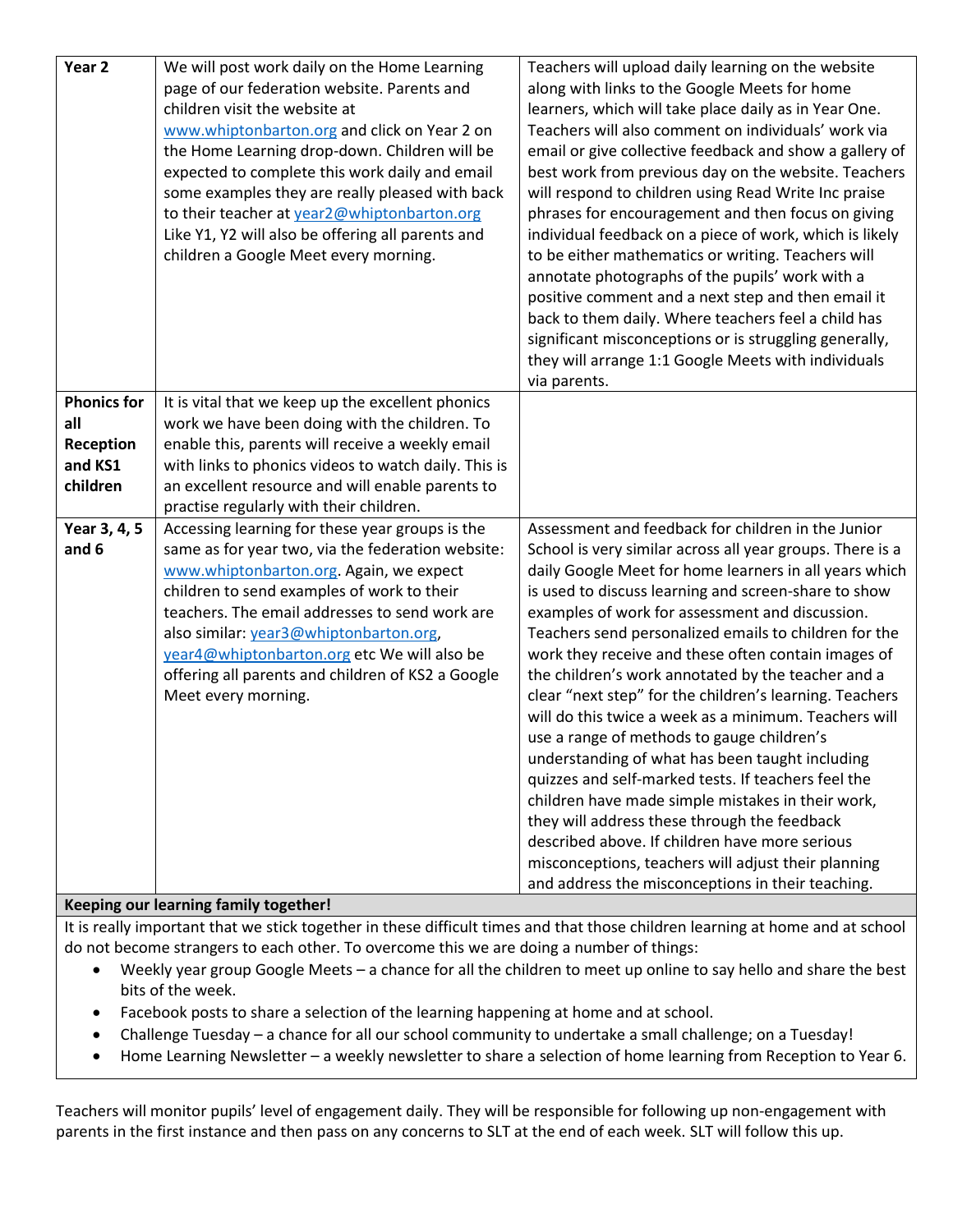| Year 2 | We will post work daily on the Home Learning page of our federation website. Parents and children visit the website at www.whiptonbarton.org and click on Year 2 on the Home Learning drop-down. Children will be expected to complete this work daily and email some examples they are really pleased with back to their teacher at year2@whiptonbarton.org Like Y1, Y2 will also be offering all parents and children a Google Meet every morning. | Teachers will upload daily learning on the website along with links to the Google Meets for home learners, which will take place daily as in Year One. Teachers will also comment on individuals' work via email or give collective feedback and show a gallery of best work from previous day on the website. Teachers will respond to children using Read Write Inc praise phrases for encouragement and then focus on giving individual feedback on a piece of work, which is likely to be either mathematics or writing. Teachers will annotate photographs of the pupils' work with a positive comment and a next step and then email it back to them daily. Where teachers feel a child has significant misconceptions or is struggling generally, they will arrange 1:1 Google Meets with individuals via parents. |
|---|---|---|
| **Phonics for all Reception and KS1 children** | It is vital that we keep up the excellent phonics work we have been doing with the children. To enable this, parents will receive a weekly email with links to phonics videos to watch daily. This is an excellent resource and will enable parents to practise regularly with their children. | |
| **Year 3, 4, 5 and 6** | Accessing learning for these year groups is the same as for year two, via the federation website: www.whiptonbarton.org. Again, we expect children to send examples of work to their teachers. The email addresses to send work are also similar: year3@whiptonbarton.org, year4@whiptonbarton.org etc We will also be offering all parents and children of KS2 a Google Meet every morning. | Assessment and feedback for children in the Junior School is very similar across all year groups. There is a daily Google Meet for home learners in all years which is used to discuss learning and screen-share to show examples of work for assessment and discussion. Teachers send personalized emails to children for the work they receive and these often contain images of the children's work annotated by the teacher and a clear "next step" for the children's learning. Teachers will do this twice a week as a minimum. Teachers will use a range of methods to gauge children's understanding of what has been taught including quizzes and self-marked tests. If teachers feel the children have made simple mistakes in their work, they will address these through the feedback described above. If children have more serious misconceptions, teachers will adjust their planning and address the misconceptions in their teaching. |

**Keeping our learning family together!**

It is really important that we stick together in these difficult times and that those children learning at home and at school do not become strangers to each other. To overcome this we are doing a number of things:

- Weekly year group Google Meets – a chance for all the children to meet up online to say hello and share the best bits of the week.
- Facebook posts to share a selection of the learning happening at home and at school.
- Challenge Tuesday – a chance for all our school community to undertake a small challenge; on a Tuesday!
- Home Learning Newsletter – a weekly newsletter to share a selection of home learning from Reception to Year 6.

Teachers will monitor pupils' level of engagement daily. They will be responsible for following up non-engagement with parents in the first instance and then pass on any concerns to SLT at the end of each week. SLT will follow this up.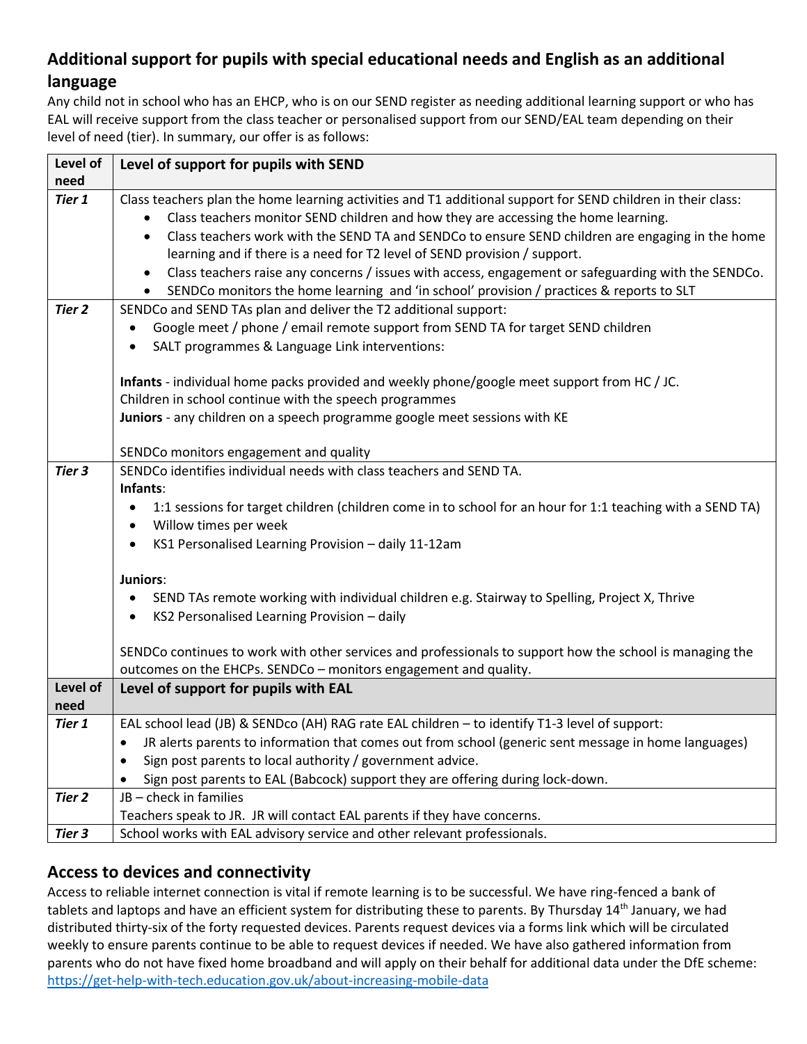## Additional support for pupils with special educational needs and English as an additional language

Any child not in school who has an EHCP, who is on our SEND register as needing additional learning support or who has EAL will receive support from the class teacher or personalised support from our SEND/EAL team depending on their level of need (tier). In summary, our offer is as follows:

| Level of need | Level of support for pupils with SEND |
|---|---|
| ***Tier 1*** | Class teachers plan the home learning activities and T1 additional support for SEND children in their class:<br>• Class teachers monitor SEND children and how they are accessing the home learning.<br>• Class teachers work with the SEND TA and SENDCo to ensure SEND children are engaging in the home learning and if there is a need for T2 level of SEND provision / support.<br>• Class teachers raise any concerns / issues with access, engagement or safeguarding with the SENDCo.<br>• SENDCo monitors the home learning and 'in school' provision / practices & reports to SLT |
| ***Tier 2*** | SENDCo and SEND TAs plan and deliver the T2 additional support:<br>• Google meet / phone / email remote support from SEND TA for target SEND children<br>• SALT programmes & Language Link interventions:<br><br>**Infants** - individual home packs provided and weekly phone/google meet support from HC / JC.<br>Children in school continue with the speech programmes<br>**Juniors** - any children on a speech programme google meet sessions with KE<br><br>SENDCo monitors engagement and quality |
| ***Tier 3*** | SENDCo identifies individual needs with class teachers and SEND TA.<br>**Infants**:<br>• 1:1 sessions for target children (children come in to school for an hour for 1:1 teaching with a SEND TA)<br>• Willow times per week<br>• KS1 Personalised Learning Provision – daily 11-12am<br><br>**Juniors**:<br>• SEND TAs remote working with individual children e.g. Stairway to Spelling, Project X, Thrive<br>• KS2 Personalised Learning Provision – daily<br><br>SENDCo continues to work with other services and professionals to support how the school is managing the outcomes on the EHCPs. SENDCo – monitors engagement and quality. |
| **Level of need** | **Level of support for pupils with EAL** |
| ***Tier 1*** | EAL school lead (JB) & SENDco (AH) RAG rate EAL children – to identify T1-3 level of support:<br>• JR alerts parents to information that comes out from school (generic sent message in home languages)<br>• Sign post parents to local authority / government advice.<br>• Sign post parents to EAL (Babcock) support they are offering during lock-down. |
| ***Tier 2*** | JB – check in families<br>Teachers speak to JR. JR will contact EAL parents if they have concerns. |
| ***Tier 3*** | School works with EAL advisory service and other relevant professionals. |

## Access to devices and connectivity

Access to reliable internet connection is vital if remote learning is to be successful. We have ring-fenced a bank of tablets and laptops and have an efficient system for distributing these to parents. By Thursday 14th January, we had distributed thirty-six of the forty requested devices. Parents request devices via a forms link which will be circulated weekly to ensure parents continue to be able to request devices if needed. We have also gathered information from parents who do not have fixed home broadband and will apply on their behalf for additional data under the DfE scheme: https://get-help-with-tech.education.gov.uk/about-increasing-mobile-data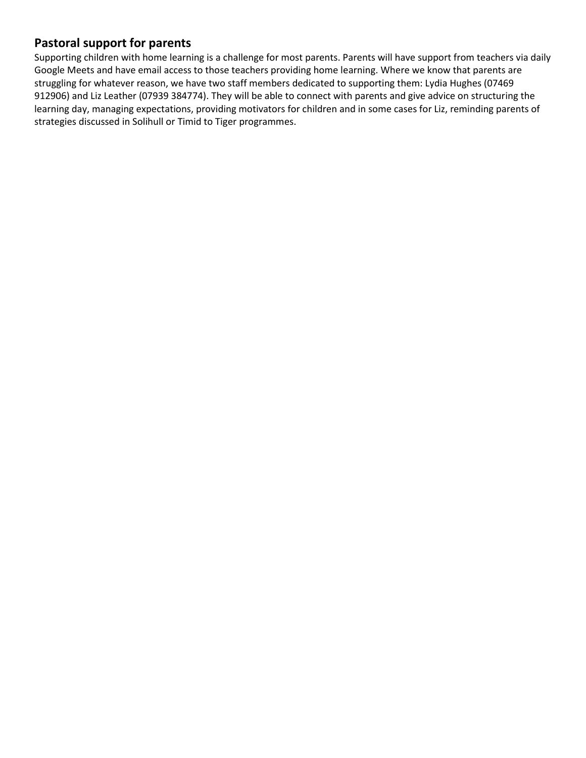## Pastoral support for parents

Supporting children with home learning is a challenge for most parents. Parents will have support from teachers via daily Google Meets and have email access to those teachers providing home learning. Where we know that parents are struggling for whatever reason, we have two staff members dedicated to supporting them: Lydia Hughes (07469 912906) and Liz Leather (07939 384774). They will be able to connect with parents and give advice on structuring the learning day, managing expectations, providing motivators for children and in some cases for Liz, reminding parents of strategies discussed in Solihull or Timid to Tiger programmes.